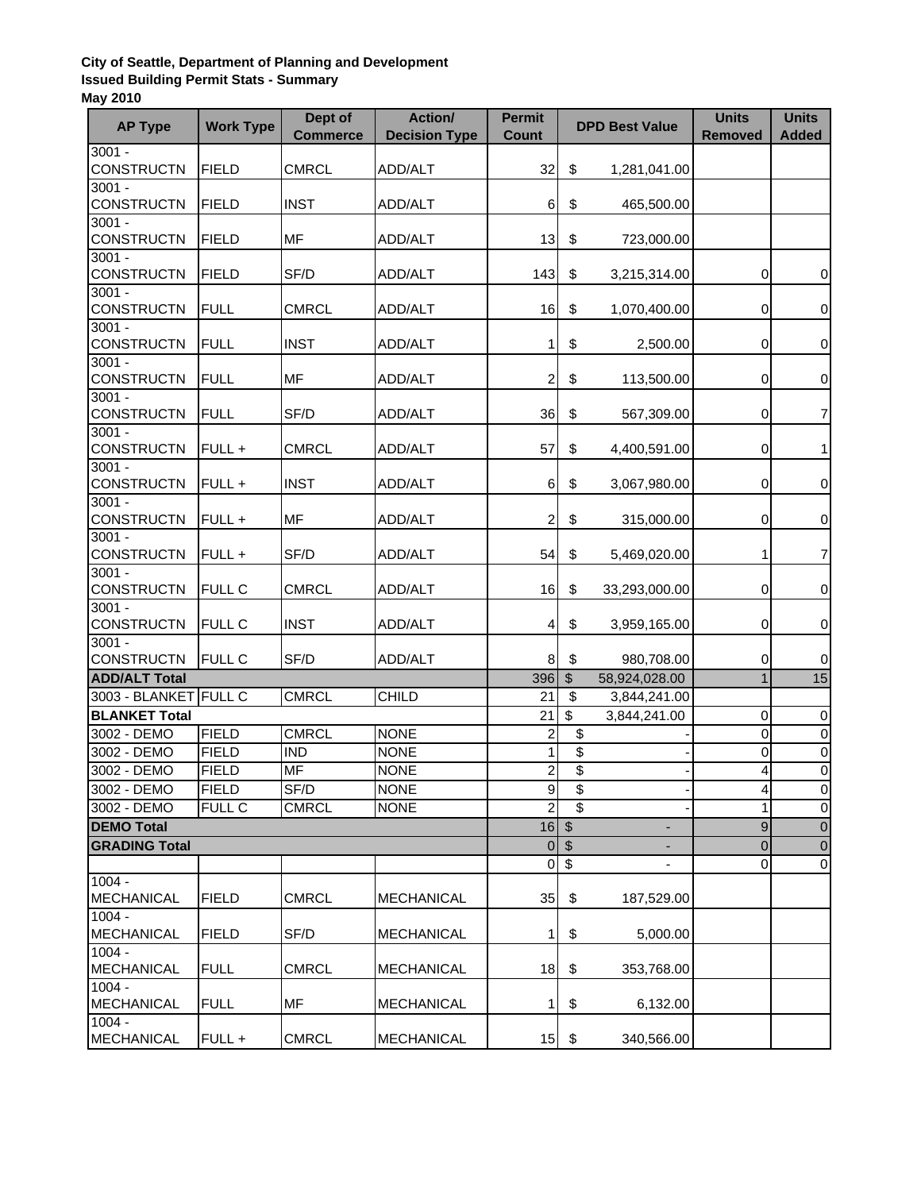**City of Seattle, Department of Planning and Development**
**Issued Building Permit Stats - Summary**
**May 2010**

| AP Type | Work Type | Dept of Commerce | Action/ Decision Type | Permit Count | DPD Best Value | Units Removed | Units Added |
|---|---|---|---|---|---|---|---|
| 3001 - CONSTRUCTN | FIELD | CMRCL | ADD/ALT | 32 | $ 1,281,041.00 | | |
| 3001 - CONSTRUCTN | FIELD | INST | ADD/ALT | 6 | $ 465,500.00 | | |
| 3001 - CONSTRUCTN | FIELD | MF | ADD/ALT | 13 | $ 723,000.00 | | |
| 3001 - CONSTRUCTN | FIELD | SF/D | ADD/ALT | 143 | $ 3,215,314.00 | 0 | 0 |
| 3001 - CONSTRUCTN | FULL | CMRCL | ADD/ALT | 16 | $ 1,070,400.00 | 0 | 0 |
| 3001 - CONSTRUCTN | FULL | INST | ADD/ALT | 1 | $ 2,500.00 | 0 | 0 |
| 3001 - CONSTRUCTN | FULL | MF | ADD/ALT | 2 | $ 113,500.00 | 0 | 0 |
| 3001 - CONSTRUCTN | FULL | SF/D | ADD/ALT | 36 | $ 567,309.00 | 0 | 7 |
| 3001 - CONSTRUCTN | FULL + | CMRCL | ADD/ALT | 57 | $ 4,400,591.00 | 0 | 1 |
| 3001 - CONSTRUCTN | FULL + | INST | ADD/ALT | 6 | $ 3,067,980.00 | 0 | 0 |
| 3001 - CONSTRUCTN | FULL + | MF | ADD/ALT | 2 | $ 315,000.00 | 0 | 0 |
| 3001 - CONSTRUCTN | FULL + | SF/D | ADD/ALT | 54 | $ 5,469,020.00 | 1 | 7 |
| 3001 - CONSTRUCTN | FULL C | CMRCL | ADD/ALT | 16 | $ 33,293,000.00 | 0 | 0 |
| 3001 - CONSTRUCTN | FULL C | INST | ADD/ALT | 4 | $ 3,959,165.00 | 0 | 0 |
| 3001 - CONSTRUCTN | FULL C | SF/D | ADD/ALT | 8 | $ 980,708.00 | 0 | 0 |
| **ADD/ALT Total** | | | | 396 | $ 58,924,028.00 | 1 | 15 |
| 3003 - BLANKET | FULL C | CMRCL | CHILD | 21 | $ 3,844,241.00 | | |
| **BLANKET Total** | | | | 21 | $ 3,844,241.00 | 0 | 0 |
| 3002 - DEMO | FIELD | CMRCL | NONE | 2 | $ - | 0 | 0 |
| 3002 - DEMO | FIELD | IND | NONE | 1 | $ - | 0 | 0 |
| 3002 - DEMO | FIELD | MF | NONE | 2 | $ - | 4 | 0 |
| 3002 - DEMO | FIELD | SF/D | NONE | 9 | $ - | 4 | 0 |
| 3002 - DEMO | FULL C | CMRCL | NONE | 2 | $ - | 1 | 0 |
| **DEMO Total** | | | | 16 | $ - | 9 | 0 |
| **GRADING Total** | | | | 0 | $ - | 0 | 0 |
| | | | | 0 | $ - | 0 | 0 |
| 1004 - MECHANICAL | FIELD | CMRCL | MECHANICAL | 35 | $ 187,529.00 | | |
| 1004 - MECHANICAL | FIELD | SF/D | MECHANICAL | 1 | $ 5,000.00 | | |
| 1004 - MECHANICAL | FULL | CMRCL | MECHANICAL | 18 | $ 353,768.00 | | |
| 1004 - MECHANICAL | FULL | MF | MECHANICAL | 1 | $ 6,132.00 | | |
| 1004 - MECHANICAL | FULL + | CMRCL | MECHANICAL | 15 | $ 340,566.00 | | |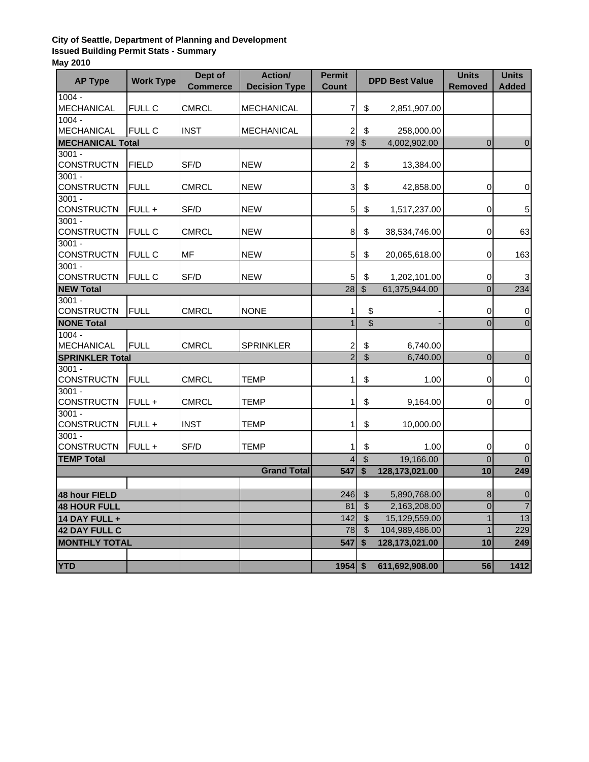**City of Seattle, Department of Planning and Development**
**Issued Building Permit Stats - Summary**
**May 2010**

| AP Type | Work Type | Dept of Commerce | Action/ Decision Type | Permit Count | DPD Best Value | Units Removed | Units Added |
|---|---|---|---|---|---|---|---|
| 1004 - MECHANICAL | FULL C | CMRCL | MECHANICAL | 7 | $ 2,851,907.00 | | |
| 1004 - MECHANICAL | FULL C | INST | MECHANICAL | 2 | $ 258,000.00 | | |
| **MECHANICAL Total** | | | | 79 | $ 4,002,902.00 | 0 | 0 |
| 3001 - CONSTRUCTN | FIELD | SF/D | NEW | 2 | $ 13,384.00 | | |
| 3001 - CONSTRUCTN | FULL | CMRCL | NEW | 3 | $ 42,858.00 | 0 | 0 |
| 3001 - CONSTRUCTN | FULL + | SF/D | NEW | 5 | $ 1,517,237.00 | 0 | 5 |
| 3001 - CONSTRUCTN | FULL C | CMRCL | NEW | 8 | $ 38,534,746.00 | 0 | 63 |
| 3001 - CONSTRUCTN | FULL C | MF | NEW | 5 | $ 20,065,618.00 | 0 | 163 |
| 3001 - CONSTRUCTN | FULL C | SF/D | NEW | 5 | $ 1,202,101.00 | 0 | 3 |
| **NEW Total** | | | | 28 | $ 61,375,944.00 | 0 | 234 |
| 3001 - CONSTRUCTN | FULL | CMRCL | NONE | 1 | $ - | 0 | 0 |
| **NONE Total** | | | | 1 | $ - | 0 | 0 |
| 1004 - MECHANICAL | FULL | CMRCL | SPRINKLER | 2 | $ 6,740.00 | | |
| **SPRINKLER Total** | | | | 2 | $ 6,740.00 | 0 | 0 |
| 3001 - CONSTRUCTN | FULL | CMRCL | TEMP | 1 | $ 1.00 | 0 | 0 |
| 3001 - CONSTRUCTN | FULL + | CMRCL | TEMP | 1 | $ 9,164.00 | 0 | 0 |
| 3001 - CONSTRUCTN | FULL + | INST | TEMP | 1 | $ 10,000.00 | | |
| 3001 - CONSTRUCTN | FULL + | SF/D | TEMP | 1 | $ 1.00 | 0 | 0 |
| **TEMP Total** | | | | 4 | $ 19,166.00 | 0 | 0 |
| | | | **Grand Total** | **547** | **$ 128,173,021.00** | **10** | **249** |
| | | | | | | | |
| **48 hour FIELD** | | | | 246 | $ 5,890,768.00 | 8 | 0 |
| **48 HOUR FULL** | | | | 81 | $ 2,163,208.00 | 0 | 7 |
| **14 DAY FULL +** | | | | 142 | $ 15,129,559.00 | 1 | 13 |
| **42 DAY FULL C** | | | | 78 | $ 104,989,486.00 | 1 | 229 |
| **MONTHLY TOTAL** | | | | **547** | **$ 128,173,021.00** | **10** | **249** |
| | | | | | | | |
| **YTD** | | | | **1954** | **$ 611,692,908.00** | **56** | **1412** |